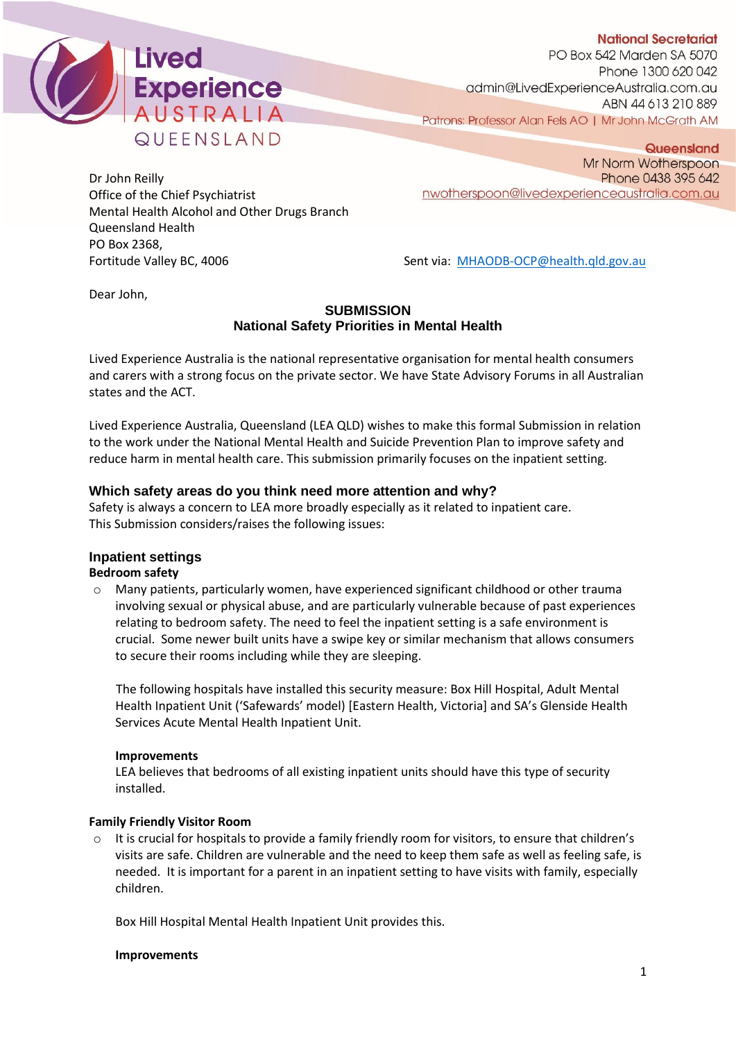Lived Experience AUSTRALIA QUEENSLAND

**National Secretariat**
PO Box 542 Marden SA 5070
Phone 1300 620 042
admin@LivedExperienceAustralia.com.au
ABN 44 613 210 889
Patrons: Professor Alan Fels AO | Mr John McGrath AM

**Queensland**
Mr Norm Wotherspoon
Phone 0438 395 642
nwotherspoon@livedexperienceaustralia.com.au

Dr John Reilly
Office of the Chief Psychiatrist
Mental Health Alcohol and Other Drugs Branch
Queensland Health
PO Box 2368,
Fortitude Valley BC, 4006

Sent via: MHAODB-OCP@health.qld.gov.au

Dear John,

## SUBMISSION
## National Safety Priorities in Mental Health

Lived Experience Australia is the national representative organisation for mental health consumers and carers with a strong focus on the private sector. We have State Advisory Forums in all Australian states and the ACT.

Lived Experience Australia, Queensland (LEA QLD) wishes to make this formal Submission in relation to the work under the National Mental Health and Suicide Prevention Plan to improve safety and reduce harm in mental health care. This submission primarily focuses on the inpatient setting.

### Which safety areas do you think need more attention and why?

Safety is always a concern to LEA more broadly especially as it related to inpatient care.
This Submission considers/raises the following issues:

### Inpatient settings

**Bedroom safety**

- Many patients, particularly women, have experienced significant childhood or other trauma involving sexual or physical abuse, and are particularly vulnerable because of past experiences relating to bedroom safety. The need to feel the inpatient setting is a safe environment is crucial. Some newer built units have a swipe key or similar mechanism that allows consumers to secure their rooms including while they are sleeping.

  The following hospitals have installed this security measure: Box Hill Hospital, Adult Mental Health Inpatient Unit ('Safewards' model) [Eastern Health, Victoria] and SA's Glenside Health Services Acute Mental Health Inpatient Unit.

  **Improvements**
  LEA believes that bedrooms of all existing inpatient units should have this type of security installed.

**Family Friendly Visitor Room**

- It is crucial for hospitals to provide a family friendly room for visitors, to ensure that children's visits are safe. Children are vulnerable and the need to keep them safe as well as feeling safe, is needed. It is important for a parent in an inpatient setting to have visits with family, especially children.

  Box Hill Hospital Mental Health Inpatient Unit provides this.

  **Improvements**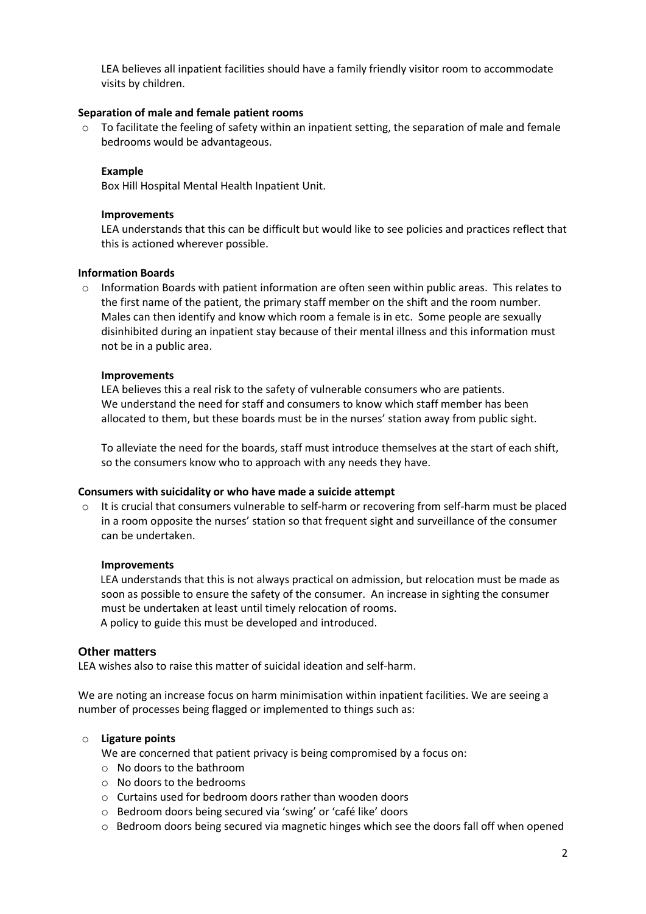LEA believes all inpatient facilities should have a family friendly visitor room to accommodate visits by children.

**Separation of male and female patient rooms**

- To facilitate the feeling of safety within an inpatient setting, the separation of male and female bedrooms would be advantageous.

  **Example**

  Box Hill Hospital Mental Health Inpatient Unit.

  **Improvements**

  LEA understands that this can be difficult but would like to see policies and practices reflect that this is actioned wherever possible.

**Information Boards**

- Information Boards with patient information are often seen within public areas. This relates to the first name of the patient, the primary staff member on the shift and the room number. Males can then identify and know which room a female is in etc. Some people are sexually disinhibited during an inpatient stay because of their mental illness and this information must not be in a public area.

  **Improvements**

  LEA believes this a real risk to the safety of vulnerable consumers who are patients. We understand the need for staff and consumers to know which staff member has been allocated to them, but these boards must be in the nurses' station away from public sight.

  To alleviate the need for the boards, staff must introduce themselves at the start of each shift, so the consumers know who to approach with any needs they have.

**Consumers with suicidality or who have made a suicide attempt**

- It is crucial that consumers vulnerable to self-harm or recovering from self-harm must be placed in a room opposite the nurses' station so that frequent sight and surveillance of the consumer can be undertaken.

  **Improvements**

  LEA understands that this is not always practical on admission, but relocation must be made as soon as possible to ensure the safety of the consumer. An increase in sighting the consumer must be undertaken at least until timely relocation of rooms.
  A policy to guide this must be developed and introduced.

## Other matters

LEA wishes also to raise this matter of suicidal ideation and self-harm.

We are noting an increase focus on harm minimisation within inpatient facilities. We are seeing a number of processes being flagged or implemented to things such as:

- **Ligature points**

  We are concerned that patient privacy is being compromised by a focus on:
  - No doors to the bathroom
  - No doors to the bedrooms
  - Curtains used for bedroom doors rather than wooden doors
  - Bedroom doors being secured via 'swing' or 'café like' doors
  - Bedroom doors being secured via magnetic hinges which see the doors fall off when opened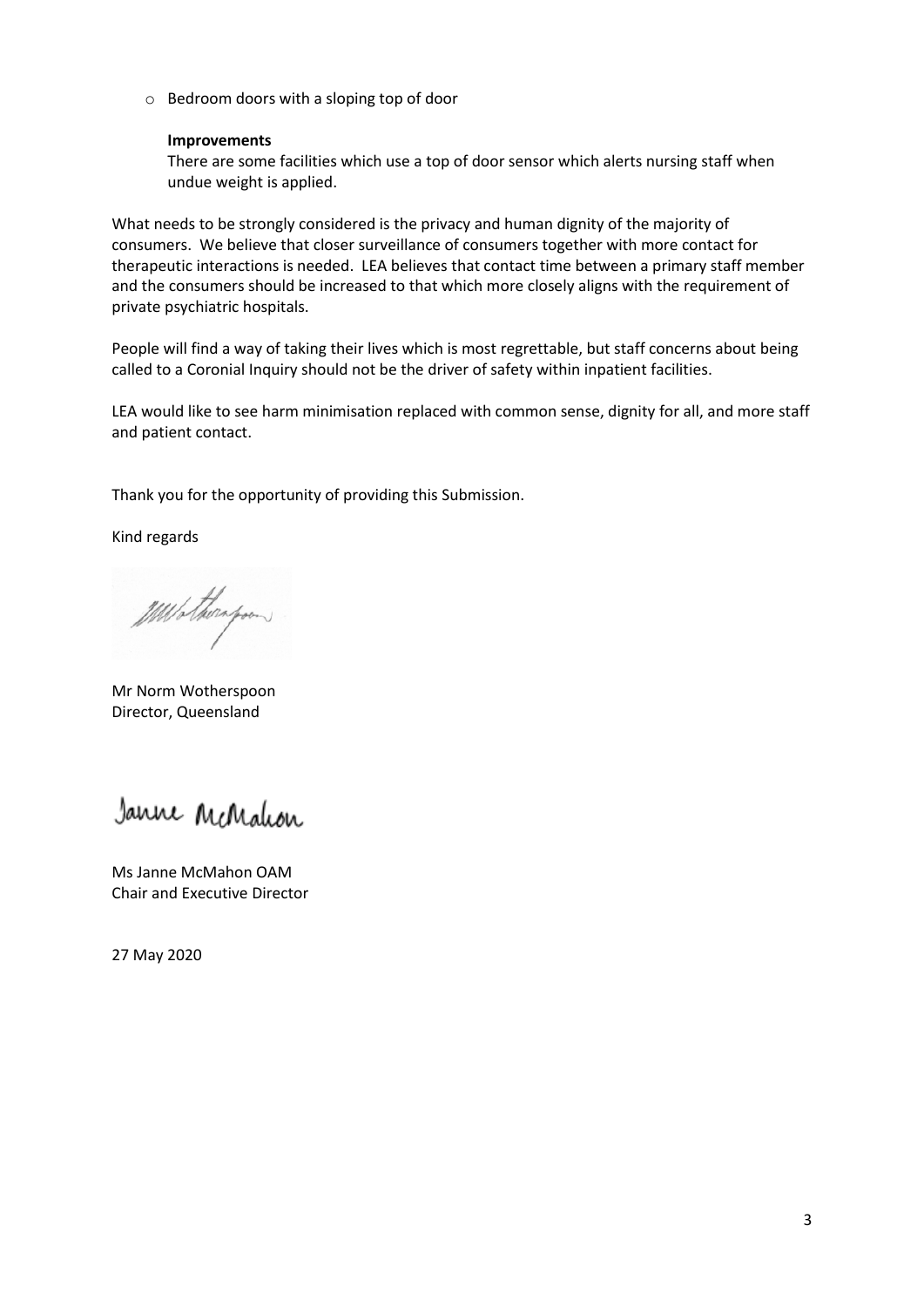- Bedroom doors with a sloping top of door

  **Improvements**

  There are some facilities which use a top of door sensor which alerts nursing staff when undue weight is applied.

What needs to be strongly considered is the privacy and human dignity of the majority of consumers. We believe that closer surveillance of consumers together with more contact for therapeutic interactions is needed. LEA believes that contact time between a primary staff member and the consumers should be increased to that which more closely aligns with the requirement of private psychiatric hospitals.

People will find a way of taking their lives which is most regrettable, but staff concerns about being called to a Coronial Inquiry should not be the driver of safety within inpatient facilities.

LEA would like to see harm minimisation replaced with common sense, dignity for all, and more staff and patient contact.

Thank you for the opportunity of providing this Submission.

Kind regards

Mr Norm Wotherspoon
Director, Queensland

Ms Janne McMahon OAM
Chair and Executive Director

27 May 2020